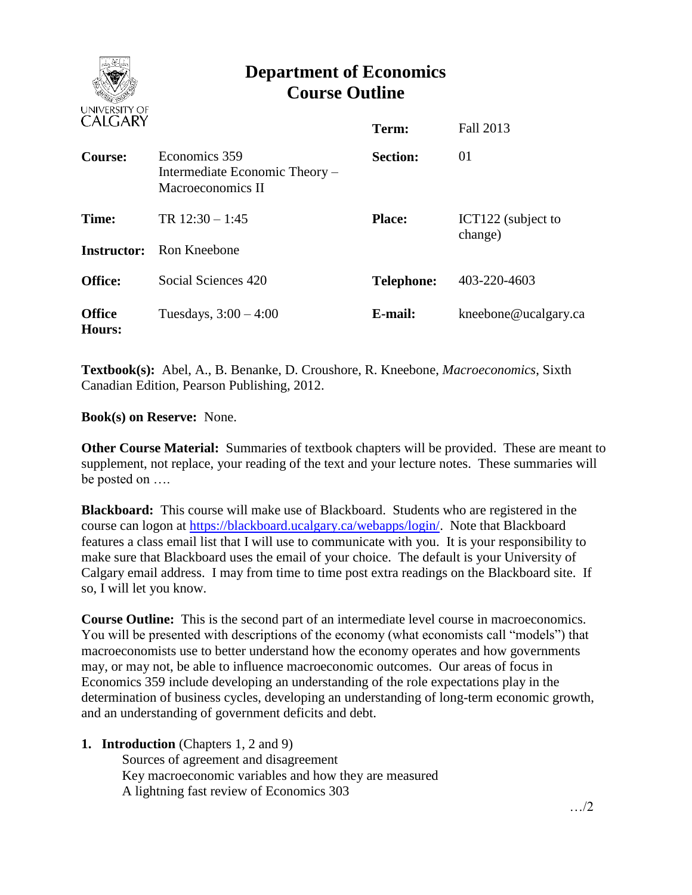# Department of Economics
# Course Outline

| | | | |
|---|---|---|---|
| | | **Term:** | Fall 2013 |
| **Course:** | Economics 359 Intermediate Economic Theory – Macroeconomics II | **Section:** | 01 |
| **Time:** | TR 12:30 – 1:45 | **Place:** | ICT122 (subject to change) |
| **Instructor:** | Ron Kneebone | | |
| **Office:** | Social Sciences 420 | **Telephone:** | 403-220-4603 |
| **Office Hours:** | Tuesdays, 3:00 – 4:00 | **E-mail:** | kneebone@ucalgary.ca |

**Textbook(s):** Abel, A., B. Benanke, D. Croushore, R. Kneebone, *Macroeconomics*, Sixth Canadian Edition, Pearson Publishing, 2012.

**Book(s) on Reserve:** None.

**Other Course Material:** Summaries of textbook chapters will be provided. These are meant to supplement, not replace, your reading of the text and your lecture notes. These summaries will be posted on ….

**Blackboard:** This course will make use of Blackboard. Students who are registered in the course can logon at https://blackboard.ucalgary.ca/webapps/login/. Note that Blackboard features a class email list that I will use to communicate with you. It is your responsibility to make sure that Blackboard uses the email of your choice. The default is your University of Calgary email address. I may from time to time post extra readings on the Blackboard site. If so, I will let you know.

**Course Outline:** This is the second part of an intermediate level course in macroeconomics. You will be presented with descriptions of the economy (what economists call "models") that macroeconomists use to better understand how the economy operates and how governments may, or may not, be able to influence macroeconomic outcomes. Our areas of focus in Economics 359 include developing an understanding of the role expectations play in the determination of business cycles, developing an understanding of long-term economic growth, and an understanding of government deficits and debt.

1. **Introduction** (Chapters 1, 2 and 9)
   - Sources of agreement and disagreement
   - Key macroeconomic variables and how they are measured
   - A lightning fast review of Economics 303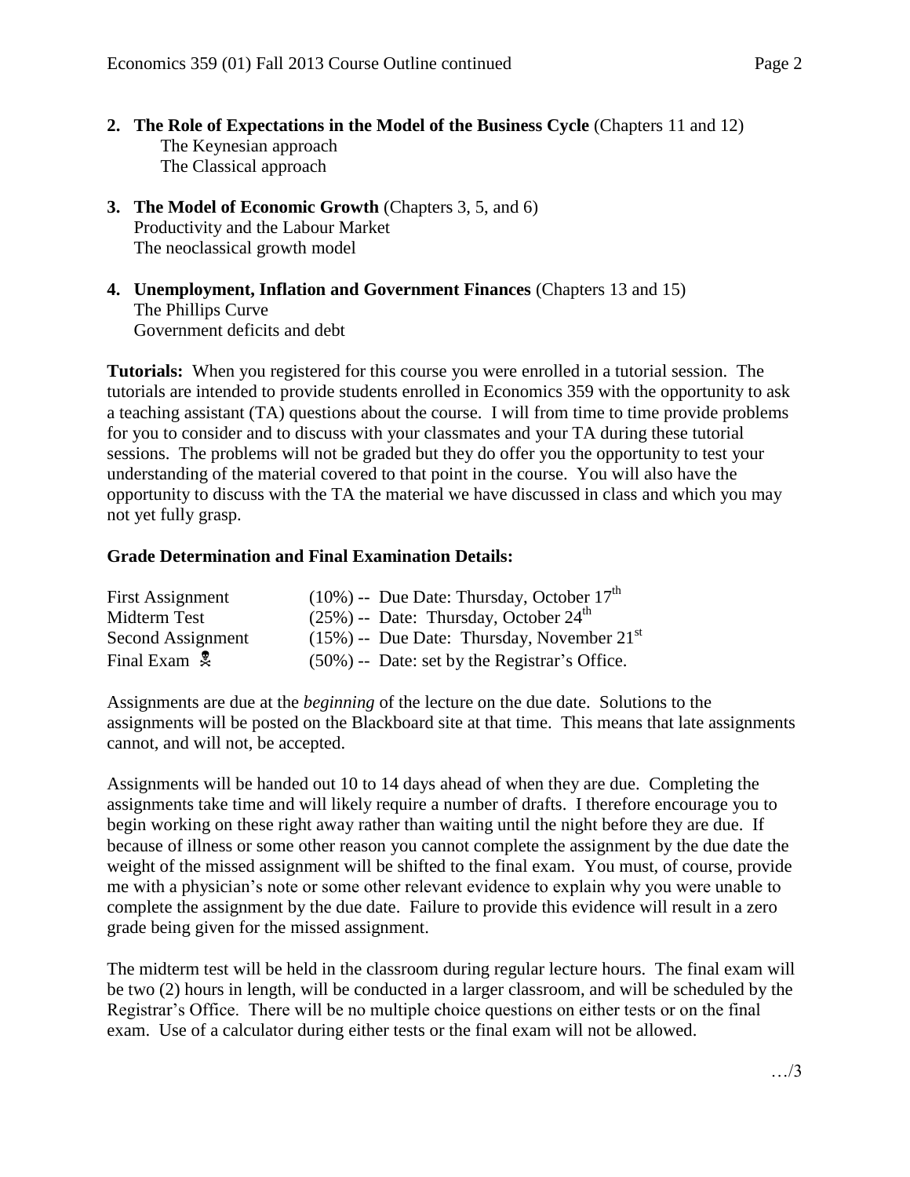2. **The Role of Expectations in the Model of the Business Cycle** (Chapters 11 and 12)
   The Keynesian approach
   The Classical approach

3. **The Model of Economic Growth** (Chapters 3, 5, and 6)
   Productivity and the Labour Market
   The neoclassical growth model

4. **Unemployment, Inflation and Government Finances** (Chapters 13 and 15)
   The Phillips Curve
   Government deficits and debt

**Tutorials:** When you registered for this course you were enrolled in a tutorial session. The tutorials are intended to provide students enrolled in Economics 359 with the opportunity to ask a teaching assistant (TA) questions about the course. I will from time to time provide problems for you to consider and to discuss with your classmates and your TA during these tutorial sessions. The problems will not be graded but they do offer you the opportunity to test your understanding of the material covered to that point in the course. You will also have the opportunity to discuss with the TA the material we have discussed in class and which you may not yet fully grasp.

**Grade Determination and Final Examination Details:**

| | |
|---|---|
| First Assignment | (10%) -- Due Date: Thursday, October 17th |
| Midterm Test | (25%) -- Date: Thursday, October 24th |
| Second Assignment | (15%) -- Due Date: Thursday, November 21st |
| Final Exam ☠ | (50%) -- Date: set by the Registrar's Office. |

Assignments are due at the *beginning* of the lecture on the due date. Solutions to the assignments will be posted on the Blackboard site at that time. This means that late assignments cannot, and will not, be accepted.

Assignments will be handed out 10 to 14 days ahead of when they are due. Completing the assignments take time and will likely require a number of drafts. I therefore encourage you to begin working on these right away rather than waiting until the night before they are due. If because of illness or some other reason you cannot complete the assignment by the due date the weight of the missed assignment will be shifted to the final exam. You must, of course, provide me with a physician's note or some other relevant evidence to explain why you were unable to complete the assignment by the due date. Failure to provide this evidence will result in a zero grade being given for the missed assignment.

The midterm test will be held in the classroom during regular lecture hours. The final exam will be two (2) hours in length, will be conducted in a larger classroom, and will be scheduled by the Registrar's Office. There will be no multiple choice questions on either tests or on the final exam. Use of a calculator during either tests or the final exam will not be allowed.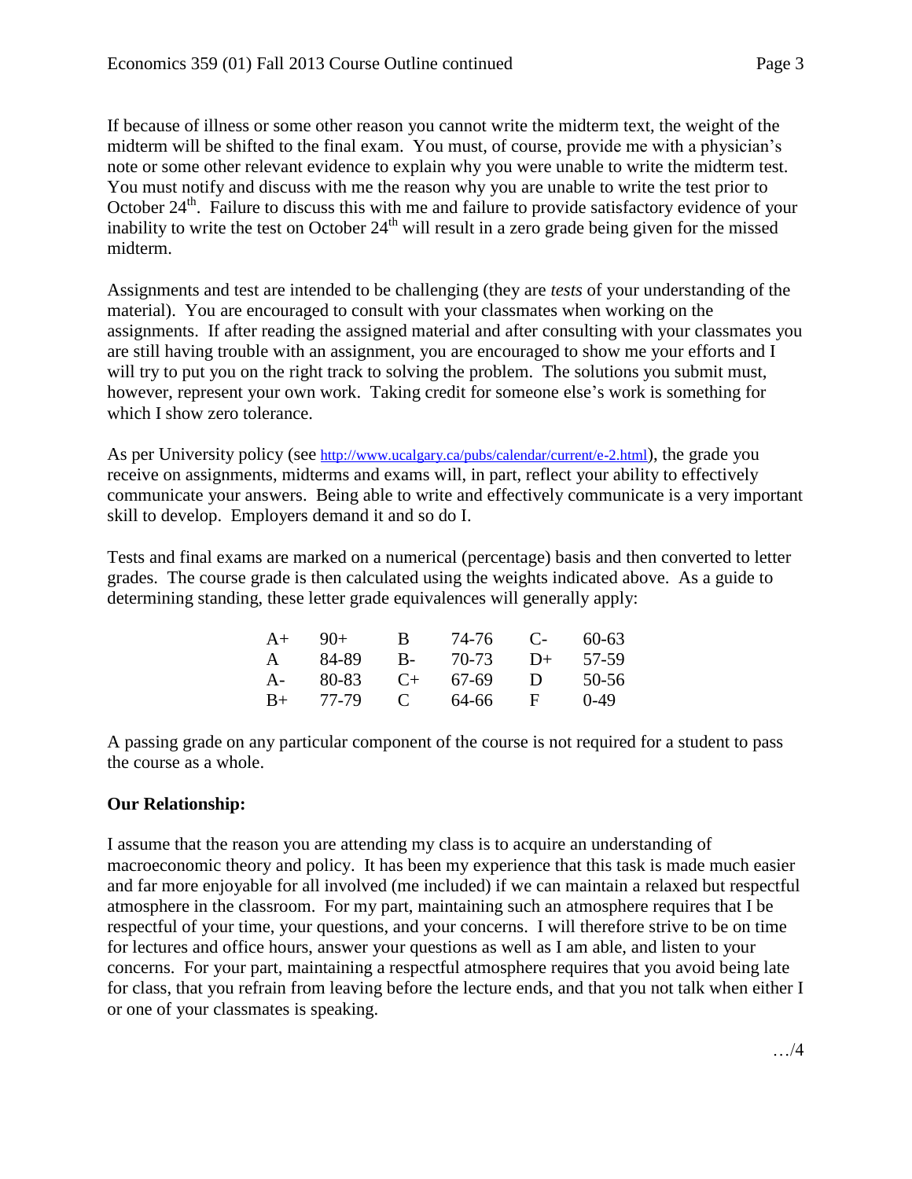If because of illness or some other reason you cannot write the midterm text, the weight of the midterm will be shifted to the final exam. You must, of course, provide me with a physician's note or some other relevant evidence to explain why you were unable to write the midterm test. You must notify and discuss with me the reason why you are unable to write the test prior to October 24th. Failure to discuss this with me and failure to provide satisfactory evidence of your inability to write the test on October 24th will result in a zero grade being given for the missed midterm.

Assignments and test are intended to be challenging (they are *tests* of your understanding of the material). You are encouraged to consult with your classmates when working on the assignments. If after reading the assigned material and after consulting with your classmates you are still having trouble with an assignment, you are encouraged to show me your efforts and I will try to put you on the right track to solving the problem. The solutions you submit must, however, represent your own work. Taking credit for someone else's work is something for which I show zero tolerance.

As per University policy (see http://www.ucalgary.ca/pubs/calendar/current/e-2.html), the grade you receive on assignments, midterms and exams will, in part, reflect your ability to effectively communicate your answers. Being able to write and effectively communicate is a very important skill to develop. Employers demand it and so do I.

Tests and final exams are marked on a numerical (percentage) basis and then converted to letter grades. The course grade is then calculated using the weights indicated above. As a guide to determining standing, these letter grade equivalences will generally apply:

| | | | | | |
|---|---|---|---|---|---|
| A+ | 90+ | B | 74-76 | C- | 60-63 |
| A | 84-89 | B- | 70-73 | D+ | 57-59 |
| A- | 80-83 | C+ | 67-69 | D | 50-56 |
| B+ | 77-79 | C | 64-66 | F | 0-49 |

A passing grade on any particular component of the course is not required for a student to pass the course as a whole.

**Our Relationship:**

I assume that the reason you are attending my class is to acquire an understanding of macroeconomic theory and policy. It has been my experience that this task is made much easier and far more enjoyable for all involved (me included) if we can maintain a relaxed but respectful atmosphere in the classroom. For my part, maintaining such an atmosphere requires that I be respectful of your time, your questions, and your concerns. I will therefore strive to be on time for lectures and office hours, answer your questions as well as I am able, and listen to your concerns. For your part, maintaining a respectful atmosphere requires that you avoid being late for class, that you refrain from leaving before the lecture ends, and that you not talk when either I or one of your classmates is speaking.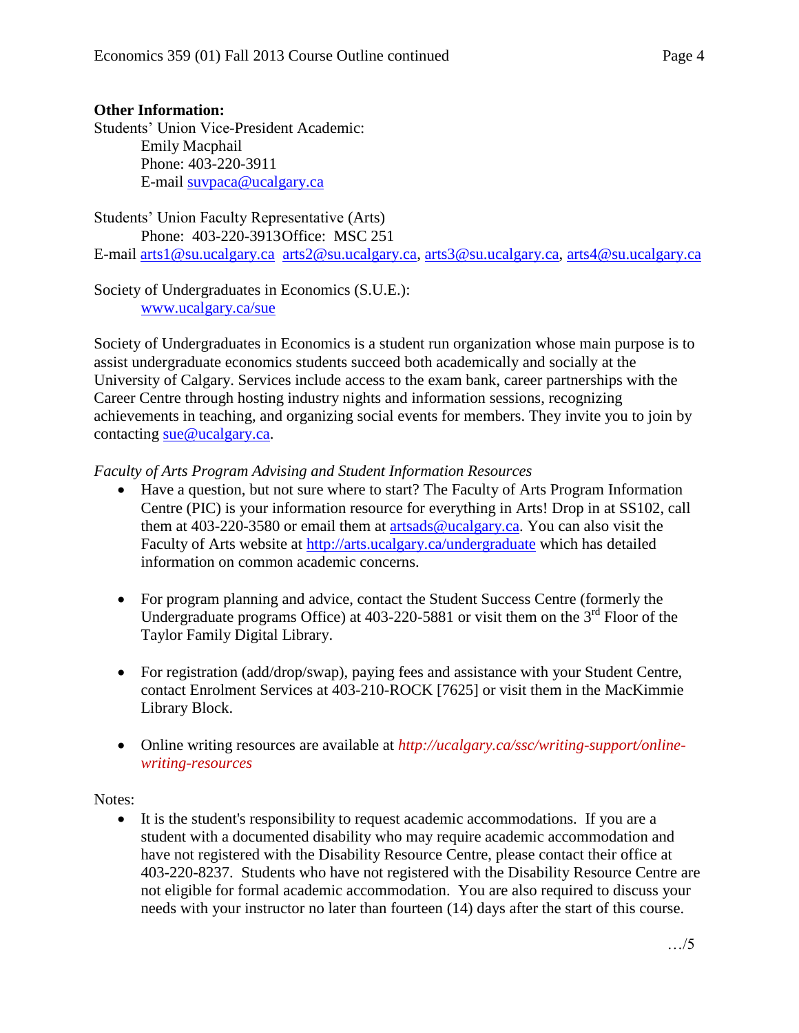**Other Information:**

Students' Union Vice-President Academic:

Emily Macphail
Phone: 403-220-3911
E-mail suvpaca@ucalgary.ca

Students' Union Faculty Representative (Arts)

Phone: 403-220-3913 Office: MSC 251
E-mail arts1@su.ucalgary.ca arts2@su.ucalgary.ca, arts3@su.ucalgary.ca, arts4@su.ucalgary.ca

Society of Undergraduates in Economics (S.U.E.):

www.ucalgary.ca/sue

Society of Undergraduates in Economics is a student run organization whose main purpose is to assist undergraduate economics students succeed both academically and socially at the University of Calgary. Services include access to the exam bank, career partnerships with the Career Centre through hosting industry nights and information sessions, recognizing achievements in teaching, and organizing social events for members. They invite you to join by contacting sue@ucalgary.ca.

*Faculty of Arts Program Advising and Student Information Resources*

- Have a question, but not sure where to start? The Faculty of Arts Program Information Centre (PIC) is your information resource for everything in Arts! Drop in at SS102, call them at 403-220-3580 or email them at artsads@ucalgary.ca. You can also visit the Faculty of Arts website at http://arts.ucalgary.ca/undergraduate which has detailed information on common academic concerns.

- For program planning and advice, contact the Student Success Centre (formerly the Undergraduate programs Office) at 403-220-5881 or visit them on the 3rd Floor of the Taylor Family Digital Library.

- For registration (add/drop/swap), paying fees and assistance with your Student Centre, contact Enrolment Services at 403-210-ROCK [7625] or visit them in the MacKimmie Library Block.

- Online writing resources are available at *http://ucalgary.ca/ssc/writing-support/online-writing-resources*

Notes:

- It is the student's responsibility to request academic accommodations. If you are a student with a documented disability who may require academic accommodation and have not registered with the Disability Resource Centre, please contact their office at 403-220-8237. Students who have not registered with the Disability Resource Centre are not eligible for formal academic accommodation. You are also required to discuss your needs with your instructor no later than fourteen (14) days after the start of this course.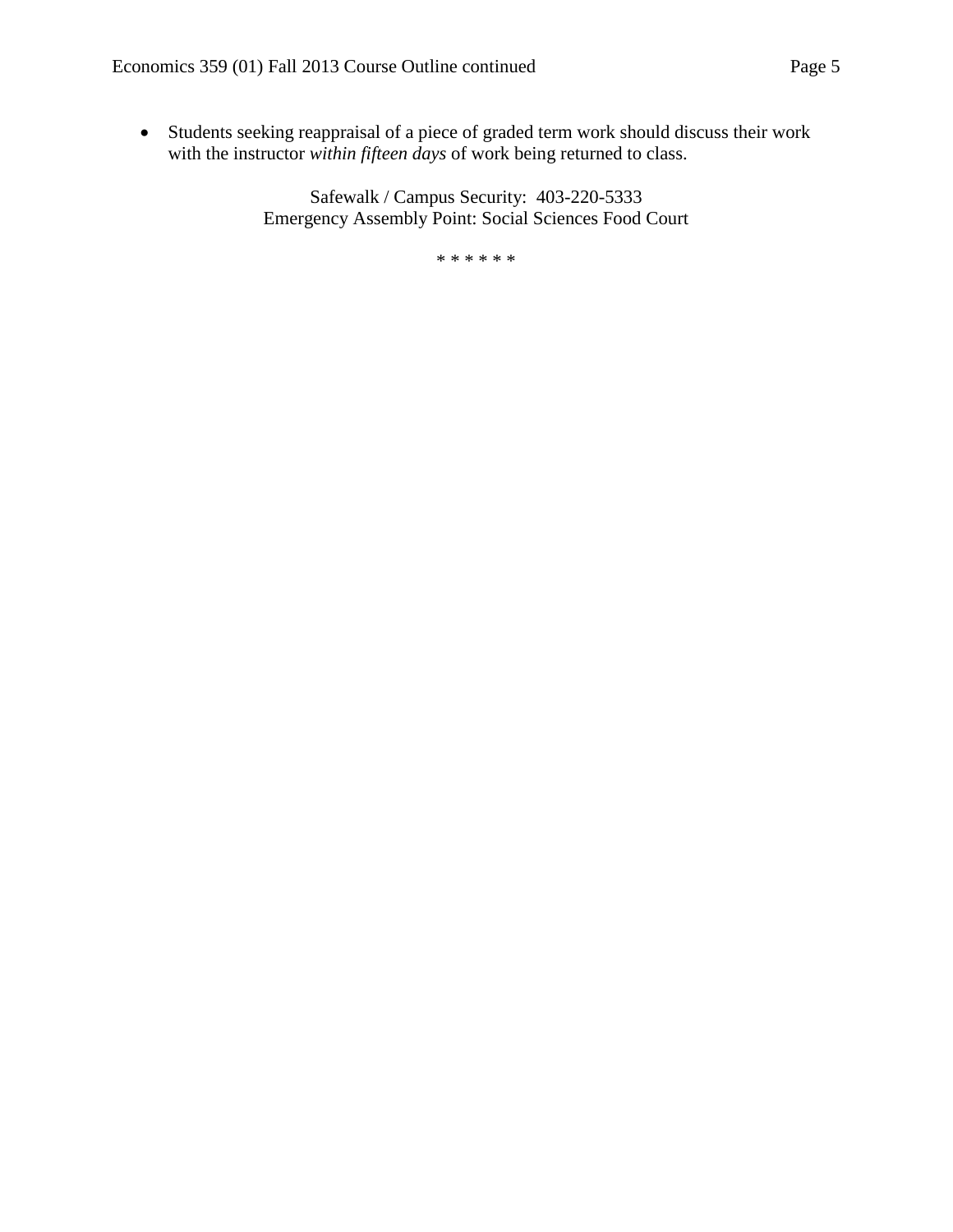- Students seeking reappraisal of a piece of graded term work should discuss their work with the instructor *within fifteen days* of work being returned to class.

Safewalk / Campus Security: 403-220-5333
Emergency Assembly Point: Social Sciences Food Court

* * * * * *